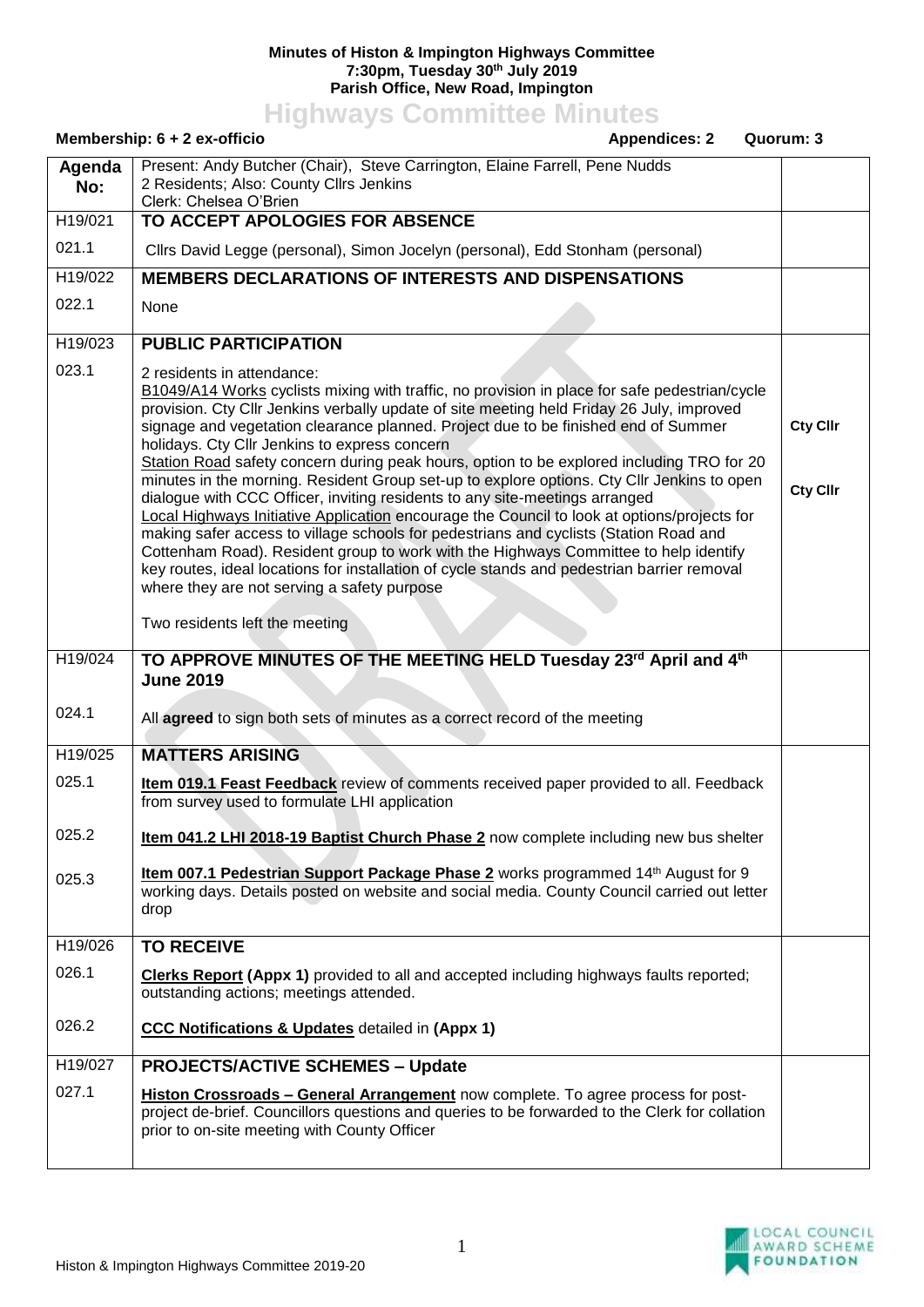**Minutes of Histon & Impington Highways Committee**
**7:30pm, Tuesday 30th July 2019**
**Parish Office, New Road, Impington**

# Highways Committee Minutes

**Membership: 6 + 2 ex-officio** **Appendices: 2** **Quorum: 3**

| Agenda No: | Present: Andy Butcher (Chair), Steve Carrington, Elaine Farrell, Pene Nudds<br>2 Residents; Also: County Cllrs Jenkins<br>Clerk: Chelsea O'Brien | |
|---|---|---|
| H19/021 | **TO ACCEPT APOLOGIES FOR ABSENCE** | |
| 021.1 | Cllrs David Legge (personal), Simon Jocelyn (personal), Edd Stonham (personal) | |
| H19/022 | **MEMBERS DECLARATIONS OF INTERESTS AND DISPENSATIONS** | |
| 022.1 | None | |
| H19/023 | **PUBLIC PARTICIPATION** | |
| 023.1 | 2 residents in attendance:<br>B1049/A14 Works cyclists mixing with traffic, no provision in place for safe pedestrian/cycle provision. Cty Cllr Jenkins verbally update of site meeting held Friday 26 July, improved signage and vegetation clearance planned. Project due to be finished end of Summer holidays. Cty Cllr Jenkins to express concern<br>Station Road safety concern during peak hours, option to be explored including TRO for 20 minutes in the morning. Resident Group set-up to explore options. Cty Cllr Jenkins to open dialogue with CCC Officer, inviting residents to any site-meetings arranged<br>Local Highways Initiative Application encourage the Council to look at options/projects for making safer access to village schools for pedestrians and cyclists (Station Road and Cottenham Road). Resident group to work with the Highways Committee to help identify key routes, ideal locations for installation of cycle stands and pedestrian barrier removal where they are not serving a safety purpose<br><br>Two residents left the meeting | **Cty Cllr**<br><br>**Cty Cllr** |
| H19/024 | **TO APPROVE MINUTES OF THE MEETING HELD Tuesday 23rd April and 4th June 2019** | |
| 024.1 | All **agreed** to sign both sets of minutes as a correct record of the meeting | |
| H19/025 | **MATTERS ARISING** | |
| 025.1 | **Item 019.1 Feast Feedback** review of comments received paper provided to all. Feedback from survey used to formulate LHI application | |
| 025.2 | **Item 041.2 LHI 2018-19 Baptist Church Phase 2** now complete including new bus shelter | |
| 025.3 | **Item 007.1 Pedestrian Support Package Phase 2** works programmed 14th August for 9 working days. Details posted on website and social media. County Council carried out letter drop | |
| H19/026 | **TO RECEIVE** | |
| 026.1 | **Clerks Report (Appx 1)** provided to all and accepted including highways faults reported; outstanding actions; meetings attended. | |
| 026.2 | **CCC Notifications & Updates** detailed in **(Appx 1)** | |
| H19/027 | **PROJECTS/ACTIVE SCHEMES – Update** | |
| 027.1 | **Histon Crossroads – General Arrangement** now complete. To agree process for post-project de-brief. Councillors questions and queries to be forwarded to the Clerk for collation prior to on-site meeting with County Officer | |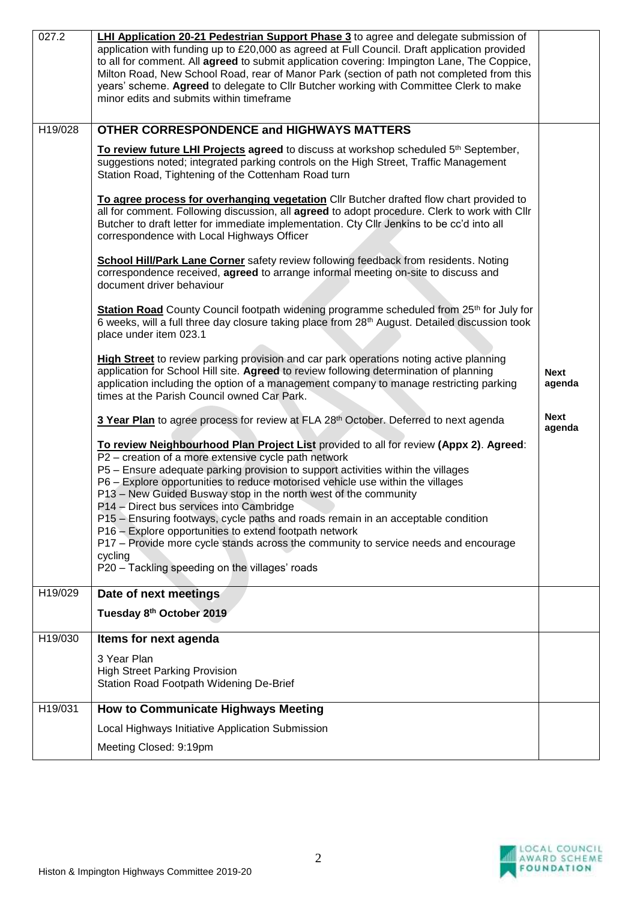| | | |
|---|---|---|
| 027.2 | **LHI Application 20-21 Pedestrian Support Phase 3** to agree and delegate submission of application with funding up to £20,000 as agreed at Full Council. Draft application provided to all for comment. All **agreed** to submit application covering: Impington Lane, The Coppice, Milton Road, New School Road, rear of Manor Park (section of path not completed from this years' scheme. **Agreed** to delegate to Cllr Butcher working with Committee Clerk to make minor edits and submits within timeframe | |
| H19/028 | **OTHER CORRESPONDENCE and HIGHWAYS MATTERS**<br><br>**To review future LHI Projects agreed** to discuss at workshop scheduled 5th September, suggestions noted; integrated parking controls on the High Street, Traffic Management Station Road, Tightening of the Cottenham Road turn<br><br>**To agree process for overhanging vegetation** Cllr Butcher drafted flow chart provided to all for comment. Following discussion, all **agreed** to adopt procedure. Clerk to work with Cllr Butcher to draft letter for immediate implementation. Cty Cllr Jenkins to be cc'd into all correspondence with Local Highways Officer<br><br>**School Hill/Park Lane Corner** safety review following feedback from residents. Noting correspondence received, **agreed** to arrange informal meeting on-site to discuss and document driver behaviour<br><br>**Station Road** County Council footpath widening programme scheduled from 25th for July for 6 weeks, will a full three day closure taking place from 28th August. Detailed discussion took place under item 023.1<br><br>**High Street** to review parking provision and car park operations noting active planning application for School Hill site. **Agreed** to review following determination of planning application including the option of a management company to manage restricting parking times at the Parish Council owned Car Park.<br><br>**3 Year Plan** to agree process for review at FLA 28th October. Deferred to next agenda<br><br>**To review Neighbourhood Plan Project List** provided to all for review **(Appx 2)**. **Agreed**:<br>P2 – creation of a more extensive cycle path network<br>P5 – Ensure adequate parking provision to support activities within the villages<br>P6 – Explore opportunities to reduce motorised vehicle use within the villages<br>P13 – New Guided Busway stop in the north west of the community<br>P14 – Direct bus services into Cambridge<br>P15 – Ensuring footways, cycle paths and roads remain in an acceptable condition<br>P16 – Explore opportunities to extend footpath network<br>P17 – Provide more cycle stands across the community to service needs and encourage cycling<br>P20 – Tackling speeding on the villages' roads | **Next agenda**<br><br>**Next agenda** |
| H19/029 | **Date of next meetings**<br><br>**Tuesday 8th October 2019** | |
| H19/030 | **Items for next agenda**<br><br>3 Year Plan<br>High Street Parking Provision<br>Station Road Footpath Widening De-Brief | |
| H19/031 | **How to Communicate Highways Meeting**<br><br>Local Highways Initiative Application Submission<br><br>Meeting Closed: 9:19pm | |